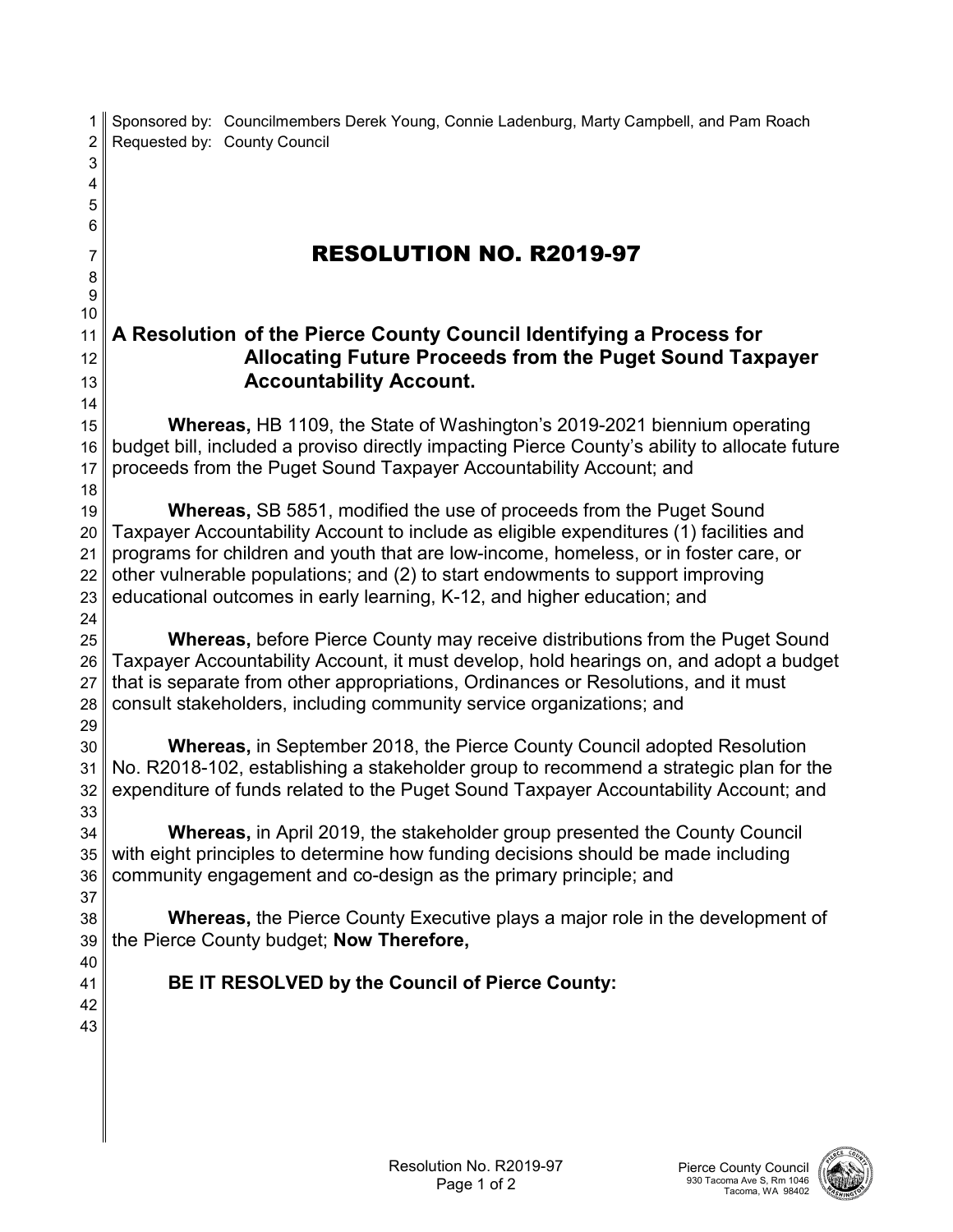Sponsored by: Councilmembers Derek Young, Connie Ladenburg, Marty Campbell, and Pam Roach
Requested by: County Council

# RESOLUTION NO. R2019-97

**A Resolution of the Pierce County Council Identifying a Process for Allocating Future Proceeds from the Puget Sound Taxpayer Accountability Account.**

**Whereas,** HB 1109, the State of Washington's 2019-2021 biennium operating budget bill, included a proviso directly impacting Pierce County's ability to allocate future proceeds from the Puget Sound Taxpayer Accountability Account; and

**Whereas,** SB 5851, modified the use of proceeds from the Puget Sound Taxpayer Accountability Account to include as eligible expenditures (1) facilities and programs for children and youth that are low-income, homeless, or in foster care, or other vulnerable populations; and (2) to start endowments to support improving educational outcomes in early learning, K-12, and higher education; and

**Whereas,** before Pierce County may receive distributions from the Puget Sound Taxpayer Accountability Account, it must develop, hold hearings on, and adopt a budget that is separate from other appropriations, Ordinances or Resolutions, and it must consult stakeholders, including community service organizations; and

**Whereas,** in September 2018, the Pierce County Council adopted Resolution No. R2018-102, establishing a stakeholder group to recommend a strategic plan for the expenditure of funds related to the Puget Sound Taxpayer Accountability Account; and

**Whereas,** in April 2019, the stakeholder group presented the County Council with eight principles to determine how funding decisions should be made including community engagement and co-design as the primary principle; and

**Whereas,** the Pierce County Executive plays a major role in the development of the Pierce County budget; **Now Therefore,**

**BE IT RESOLVED by the Council of Pierce County:**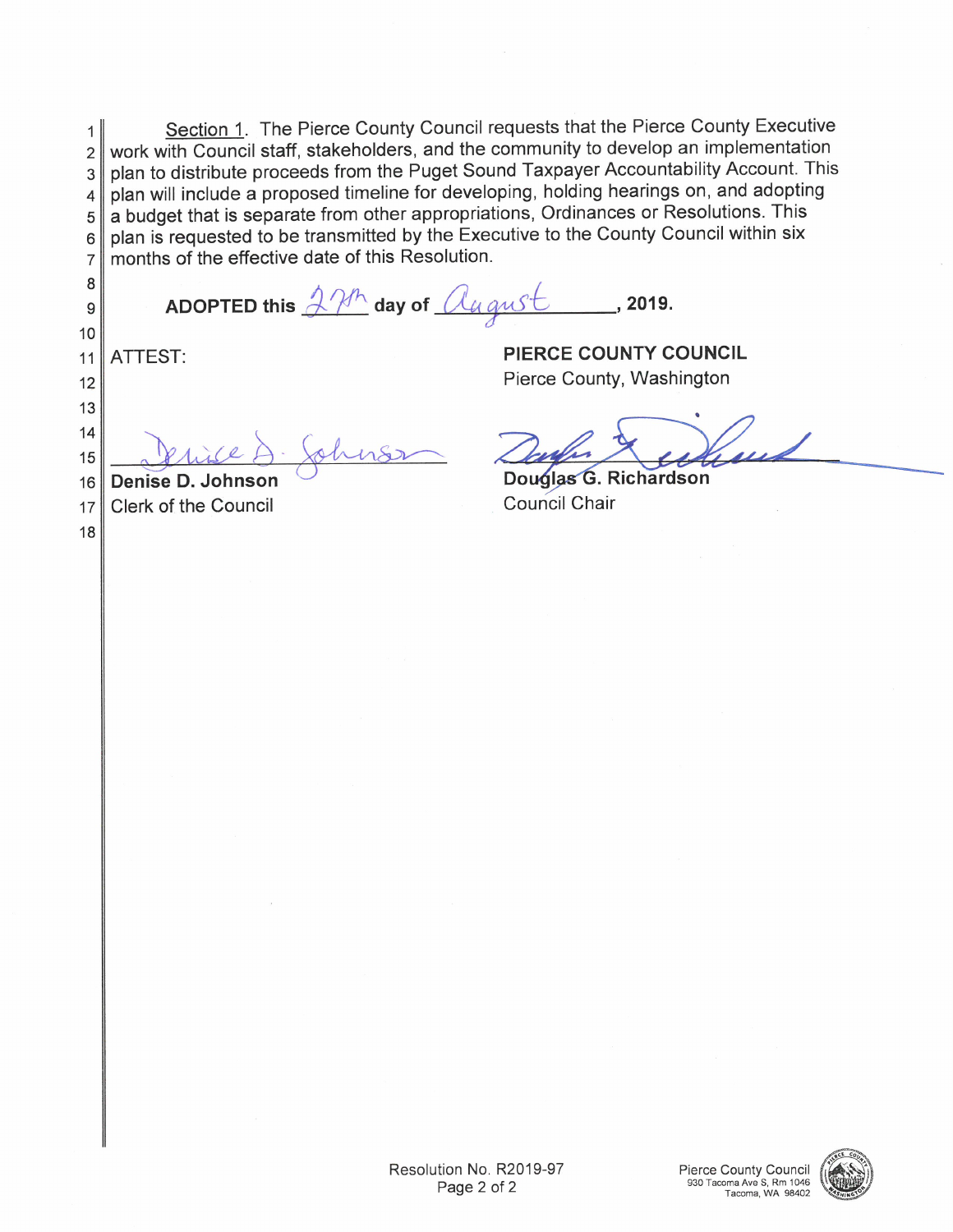Section 1. The Pierce County Council requests that the Pierce County Executive work with Council staff, stakeholders, and the community to develop an implementation plan to distribute proceeds from the Puget Sound Taxpayer Accountability Account. This plan will include a proposed timeline for developing, holding hearings on, and adopting a budget that is separate from other appropriations, Ordinances or Resolutions. This plan is requested to be transmitted by the Executive to the County Council within six months of the effective date of this Resolution.

**ADOPTED this 27th day of August, 2019.**

ATTEST:

Denise D. Johnson
**Denise D. Johnson**
Clerk of the Council

**PIERCE COUNTY COUNCIL**
Pierce County, Washington

Douglas G. Richardson
**Douglas G. Richardson**
Council Chair

Resolution No. R2019-97

Pierce County Council
930 Tacoma Ave S, Rm 1046
Tacoma, WA 98402